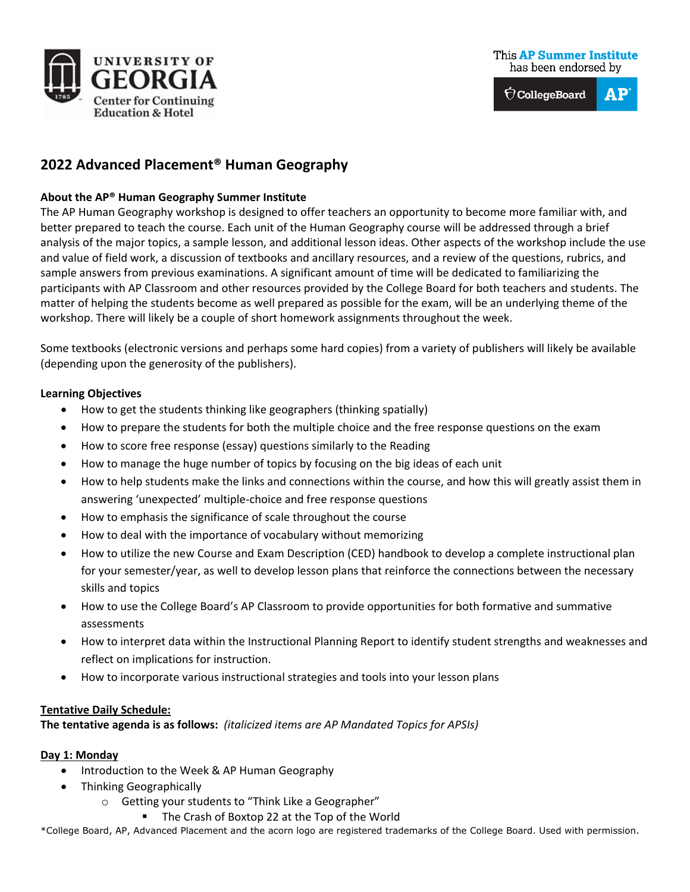UNIVERSITY OF GEORGIA
Center for Continuing Education & Hotel

This **AP Summer Institute** has been endorsed by CollegeBoard AP

# 2022 Advanced Placement® Human Geography

**About the AP® Human Geography Summer Institute**

The AP Human Geography workshop is designed to offer teachers an opportunity to become more familiar with, and better prepared to teach the course. Each unit of the Human Geography course will be addressed through a brief analysis of the major topics, a sample lesson, and additional lesson ideas. Other aspects of the workshop include the use and value of field work, a discussion of textbooks and ancillary resources, and a review of the questions, rubrics, and sample answers from previous examinations. A significant amount of time will be dedicated to familiarizing the participants with AP Classroom and other resources provided by the College Board for both teachers and students. The matter of helping the students become as well prepared as possible for the exam, will be an underlying theme of the workshop. There will likely be a couple of short homework assignments throughout the week.

Some textbooks (electronic versions and perhaps some hard copies) from a variety of publishers will likely be available (depending upon the generosity of the publishers).

**Learning Objectives**

- How to get the students thinking like geographers (thinking spatially)
- How to prepare the students for both the multiple choice and the free response questions on the exam
- How to score free response (essay) questions similarly to the Reading
- How to manage the huge number of topics by focusing on the big ideas of each unit
- How to help students make the links and connections within the course, and how this will greatly assist them in answering 'unexpected' multiple-choice and free response questions
- How to emphasis the significance of scale throughout the course
- How to deal with the importance of vocabulary without memorizing
- How to utilize the new Course and Exam Description (CED) handbook to develop a complete instructional plan for your semester/year, as well to develop lesson plans that reinforce the connections between the necessary skills and topics
- How to use the College Board's AP Classroom to provide opportunities for both formative and summative assessments
- How to interpret data within the Instructional Planning Report to identify student strengths and weaknesses and reflect on implications for instruction.
- How to incorporate various instructional strategies and tools into your lesson plans

**Tentative Daily Schedule:**

**The tentative agenda is as follows:** *(italicized items are AP Mandated Topics for APSIs)*

**Day 1: Monday**

- Introduction to the Week & AP Human Geography
- Thinking Geographically
  - Getting your students to "Think Like a Geographer"
    - The Crash of Boxtop 22 at the Top of the World

*College Board, AP, Advanced Placement and the acorn logo are registered trademarks of the College Board. Used with permission.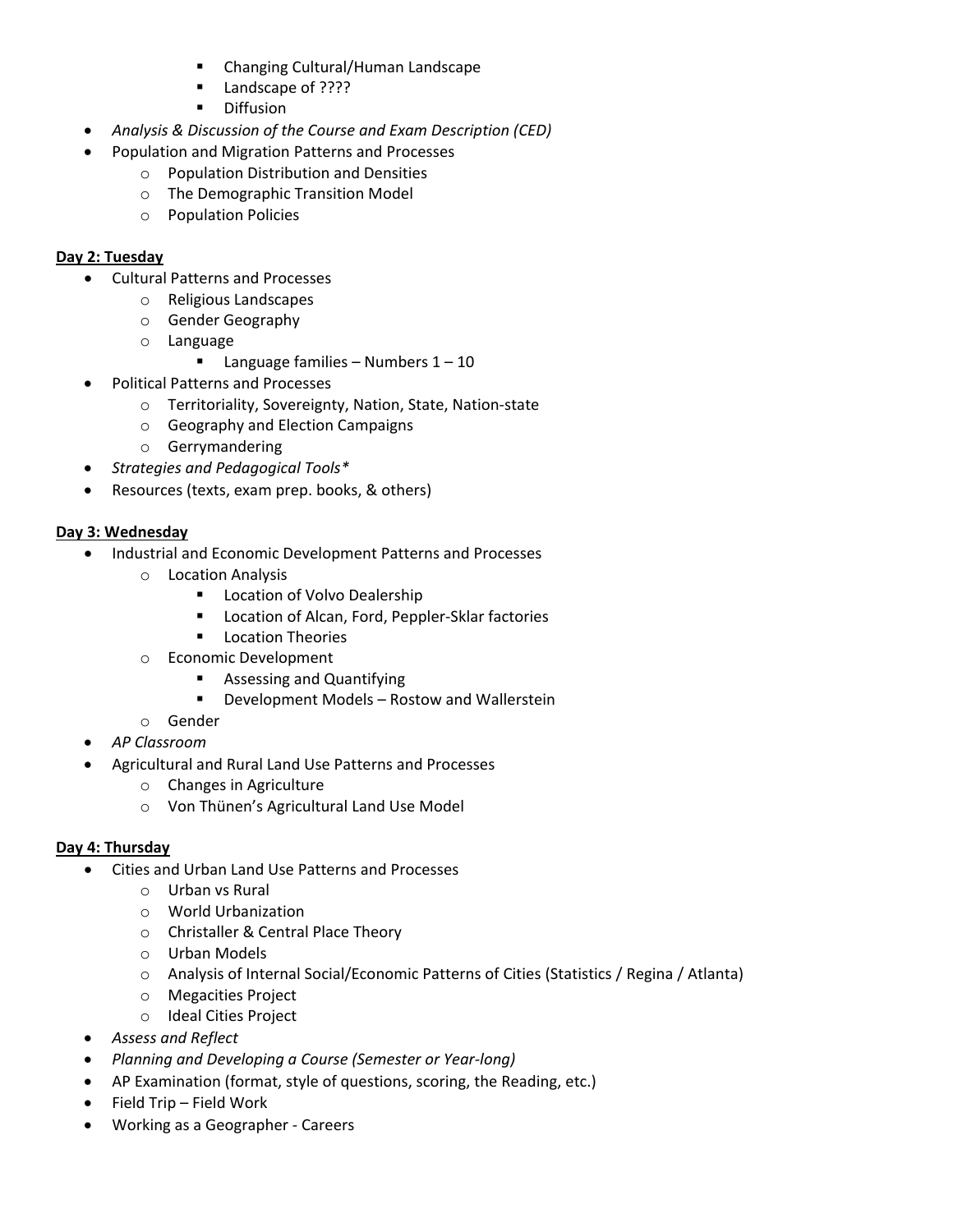- Changing Cultural/Human Landscape
        - Landscape of ????
        - Diffusion
- *Analysis & Discussion of the Course and Exam Description (CED)*
- Population and Migration Patterns and Processes
    - Population Distribution and Densities
    - The Demographic Transition Model
    - Population Policies

**Day 2: Tuesday**

- Cultural Patterns and Processes
    - Religious Landscapes
    - Gender Geography
    - Language
        - Language families – Numbers 1 – 10
- Political Patterns and Processes
    - Territoriality, Sovereignty, Nation, State, Nation-state
    - Geography and Election Campaigns
    - Gerrymandering
- *Strategies and Pedagogical Tools**
- Resources (texts, exam prep. books, & others)

**Day 3: Wednesday**

- Industrial and Economic Development Patterns and Processes
    - Location Analysis
        - Location of Volvo Dealership
        - Location of Alcan, Ford, Peppler-Sklar factories
        - Location Theories
    - Economic Development
        - Assessing and Quantifying
        - Development Models – Rostow and Wallerstein
    - Gender
- *AP Classroom*
- Agricultural and Rural Land Use Patterns and Processes
    - Changes in Agriculture
    - Von Thünen's Agricultural Land Use Model

**Day 4: Thursday**

- Cities and Urban Land Use Patterns and Processes
    - Urban vs Rural
    - World Urbanization
    - Christaller & Central Place Theory
    - Urban Models
    - Analysis of Internal Social/Economic Patterns of Cities (Statistics / Regina / Atlanta)
    - Megacities Project
    - Ideal Cities Project
- *Assess and Reflect*
- *Planning and Developing a Course (Semester or Year-long)*
- AP Examination (format, style of questions, scoring, the Reading, etc.)
- Field Trip – Field Work
- Working as a Geographer - Careers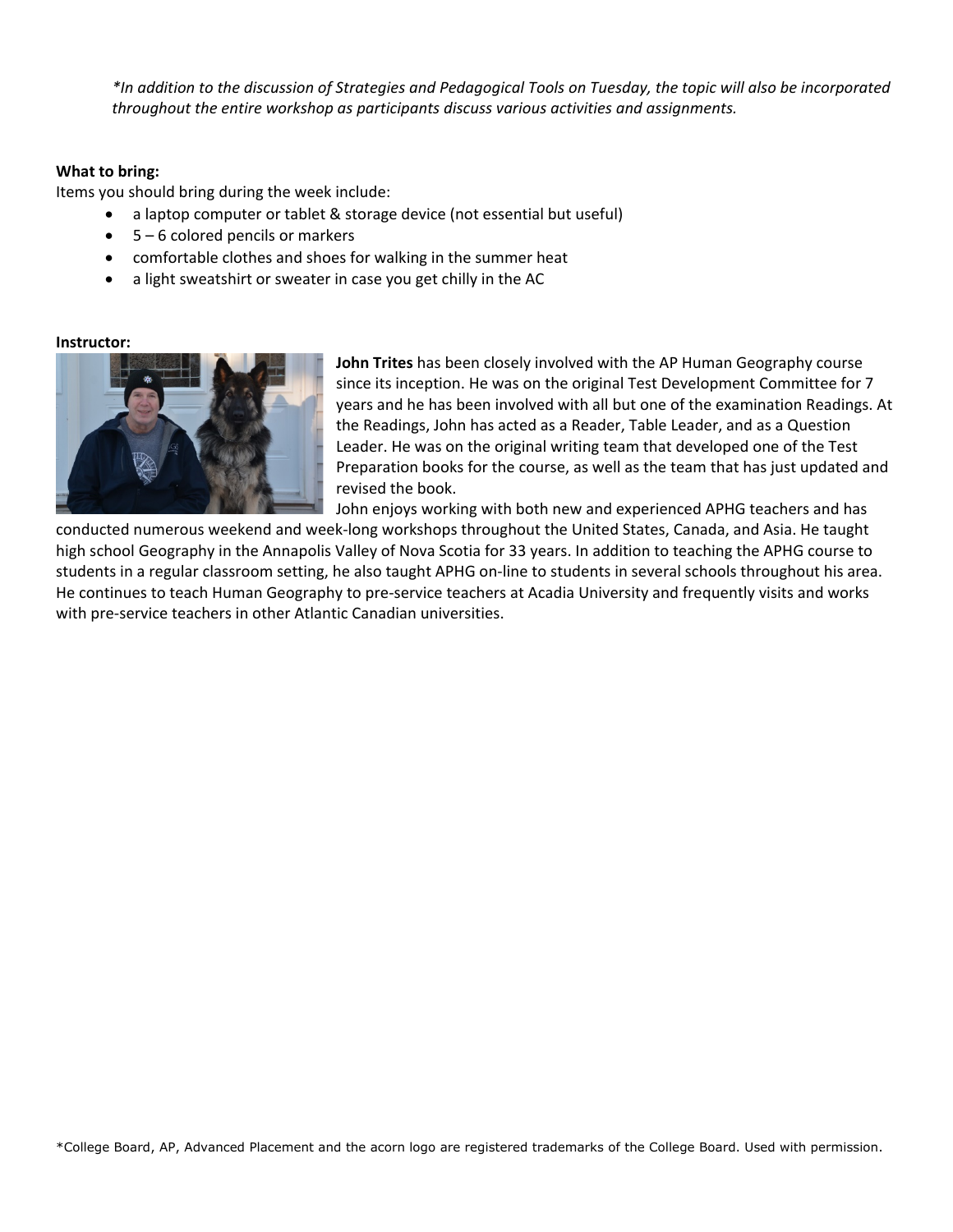*\*In addition to the discussion of Strategies and Pedagogical Tools on Tuesday, the topic will also be incorporated throughout the entire workshop as participants discuss various activities and assignments.*

**What to bring:**

Items you should bring during the week include:

- a laptop computer or tablet & storage device (not essential but useful)
- 5 – 6 colored pencils or markers
- comfortable clothes and shoes for walking in the summer heat
- a light sweatshirt or sweater in case you get chilly in the AC

**Instructor:**

**John Trites** has been closely involved with the AP Human Geography course since its inception. He was on the original Test Development Committee for 7 years and he has been involved with all but one of the examination Readings. At the Readings, John has acted as a Reader, Table Leader, and as a Question Leader. He was on the original writing team that developed one of the Test Preparation books for the course, as well as the team that has just updated and revised the book.

John enjoys working with both new and experienced APHG teachers and has conducted numerous weekend and week-long workshops throughout the United States, Canada, and Asia. He taught high school Geography in the Annapolis Valley of Nova Scotia for 33 years. In addition to teaching the APHG course to students in a regular classroom setting, he also taught APHG on-line to students in several schools throughout his area. He continues to teach Human Geography to pre-service teachers at Acadia University and frequently visits and works with pre-service teachers in other Atlantic Canadian universities.

\*College Board, AP, Advanced Placement and the acorn logo are registered trademarks of the College Board. Used with permission.